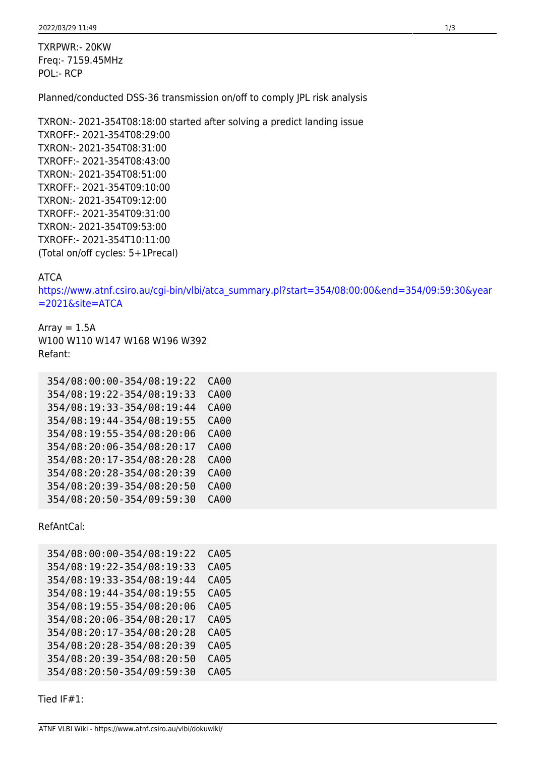TXRPWR:- 20KW
Freq:- 7159.45MHz
POL:- RCP

Planned/conducted DSS-36 transmission on/off to comply JPL risk analysis

TXRON:- 2021-354T08:18:00 started after solving a predict landing issue
TXROFF:- 2021-354T08:29:00
TXRON:- 2021-354T08:31:00
TXROFF:- 2021-354T08:43:00
TXRON:- 2021-354T08:51:00
TXROFF:- 2021-354T09:10:00
TXRON:- 2021-354T09:12:00
TXROFF:- 2021-354T09:31:00
TXRON:- 2021-354T09:53:00
TXROFF:- 2021-354T10:11:00
(Total on/off cycles: 5+1Precal)

ATCA
https://www.atnf.csiro.au/cgi-bin/vlbi/atca_summary.pl?start=354/08:00:00&end=354/09:59:30&year=2021&site=ATCA

Array = 1.5A
W100 W110 W147 W168 W196 W392
Refant:

```
354/08:00:00-354/08:19:22  CA00
354/08:19:22-354/08:19:33  CA00
354/08:19:33-354/08:19:44  CA00
354/08:19:44-354/08:19:55  CA00
354/08:19:55-354/08:20:06  CA00
354/08:20:06-354/08:20:17  CA00
354/08:20:17-354/08:20:28  CA00
354/08:20:28-354/08:20:39  CA00
354/08:20:39-354/08:20:50  CA00
354/08:20:50-354/09:59:30  CA00
```

RefAntCal:

```
354/08:00:00-354/08:19:22  CA05
354/08:19:22-354/08:19:33  CA05
354/08:19:33-354/08:19:44  CA05
354/08:19:44-354/08:19:55  CA05
354/08:19:55-354/08:20:06  CA05
354/08:20:06-354/08:20:17  CA05
354/08:20:17-354/08:20:28  CA05
354/08:20:28-354/08:20:39  CA05
354/08:20:39-354/08:20:50  CA05
354/08:20:50-354/09:59:30  CA05
```

Tied IF#1: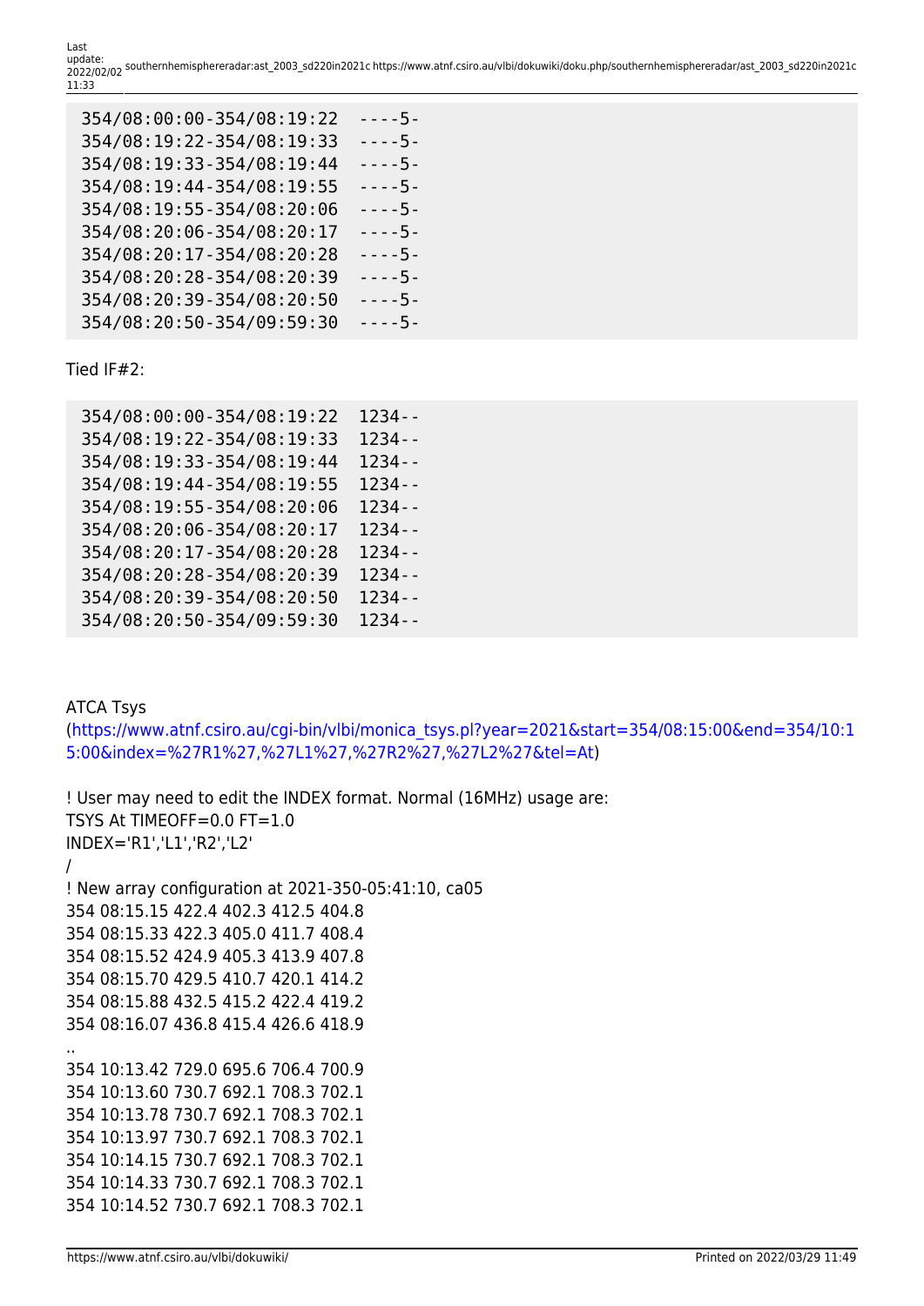```
354/08:00:00-354/08:19:22  ----5-
354/08:19:22-354/08:19:33  ----5-
354/08:19:33-354/08:19:44  ----5-
354/08:19:44-354/08:19:55  ----5-
354/08:19:55-354/08:20:06  ----5-
354/08:20:06-354/08:20:17  ----5-
354/08:20:17-354/08:20:28  ----5-
354/08:20:28-354/08:20:39  ----5-
354/08:20:39-354/08:20:50  ----5-
354/08:20:50-354/09:59:30  ----5-
```

Tied IF#2:

```
354/08:00:00-354/08:19:22  1234--
354/08:19:22-354/08:19:33  1234--
354/08:19:33-354/08:19:44  1234--
354/08:19:44-354/08:19:55  1234--
354/08:19:55-354/08:20:06  1234--
354/08:20:06-354/08:20:17  1234--
354/08:20:17-354/08:20:28  1234--
354/08:20:28-354/08:20:39  1234--
354/08:20:39-354/08:20:50  1234--
354/08:20:50-354/09:59:30  1234--
```

ATCA Tsys
(https://www.atnf.csiro.au/cgi-bin/vlbi/monica_tsys.pl?year=2021&start=354/08:15:00&end=354/10:15:00&index=%27R1%27,%27L1%27,%27R2%27,%27L2%27&tel=At)

! User may need to edit the INDEX format. Normal (16MHz) usage are:
TSYS At TIMEOFF=0.0 FT=1.0
INDEX='R1','L1','R2','L2'
/
! New array configuration at 2021-350-05:41:10, ca05
354 08:15.15 422.4 402.3 412.5 404.8
354 08:15.33 422.3 405.0 411.7 408.4
354 08:15.52 424.9 405.3 413.9 407.8
354 08:15.70 429.5 410.7 420.1 414.2
354 08:15.88 432.5 415.2 422.4 419.2
354 08:16.07 436.8 415.4 426.6 418.9
..
354 10:13.42 729.0 695.6 706.4 700.9
354 10:13.60 730.7 692.1 708.3 702.1
354 10:13.78 730.7 692.1 708.3 702.1
354 10:13.97 730.7 692.1 708.3 702.1
354 10:14.15 730.7 692.1 708.3 702.1
354 10:14.33 730.7 692.1 708.3 702.1
354 10:14.52 730.7 692.1 708.3 702.1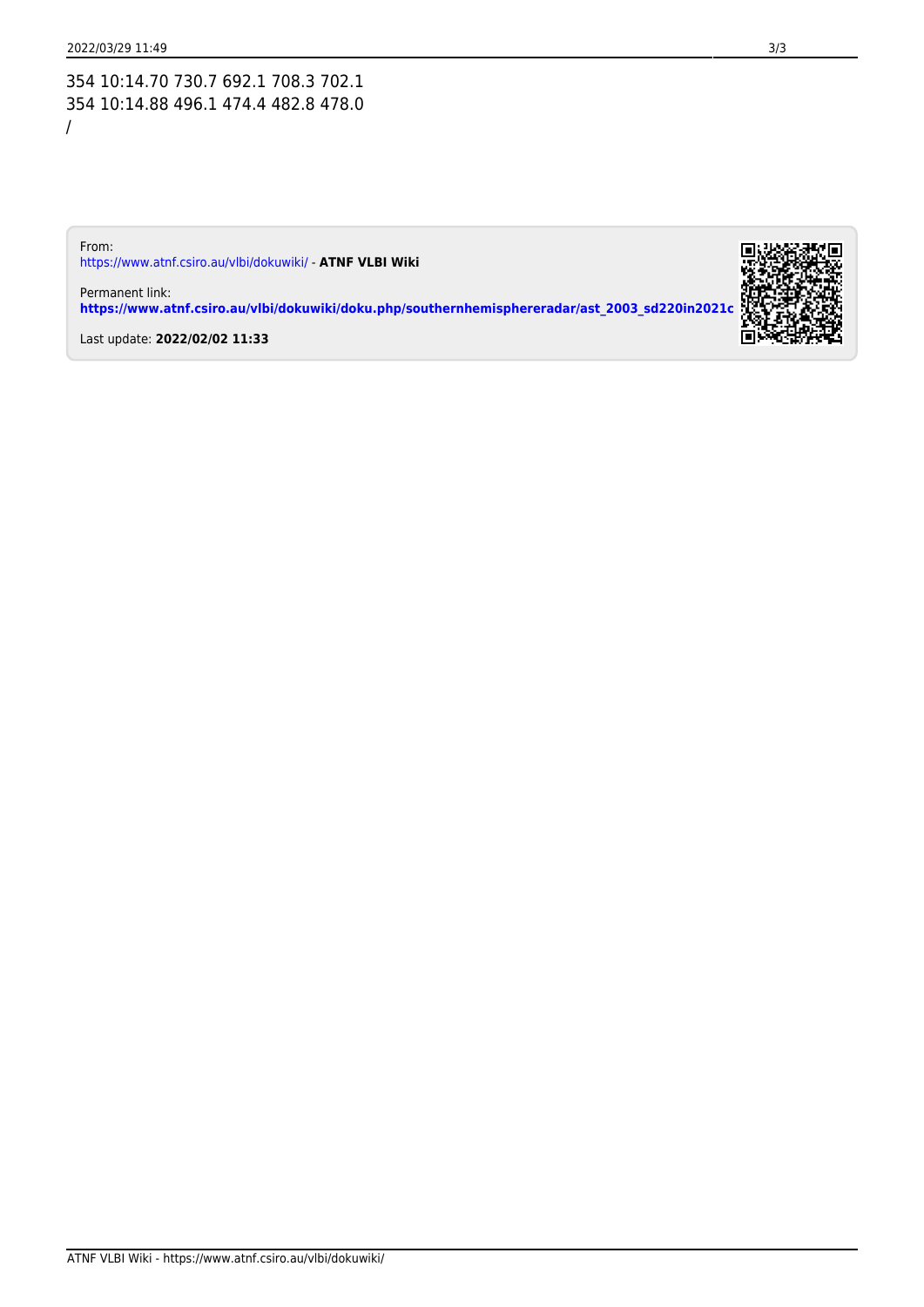354 10:14.70 730.7 692.1 708.3 702.1
354 10:14.88 496.1 474.4 482.8 478.0
/

From:
https://www.atnf.csiro.au/vlbi/dokuwiki/ - **ATNF VLBI Wiki**

Permanent link:
**https://www.atnf.csiro.au/vlbi/dokuwiki/doku.php/southernhemisphereradar/ast_2003_sd220in2021c**

Last update: **2022/02/02 11:33**